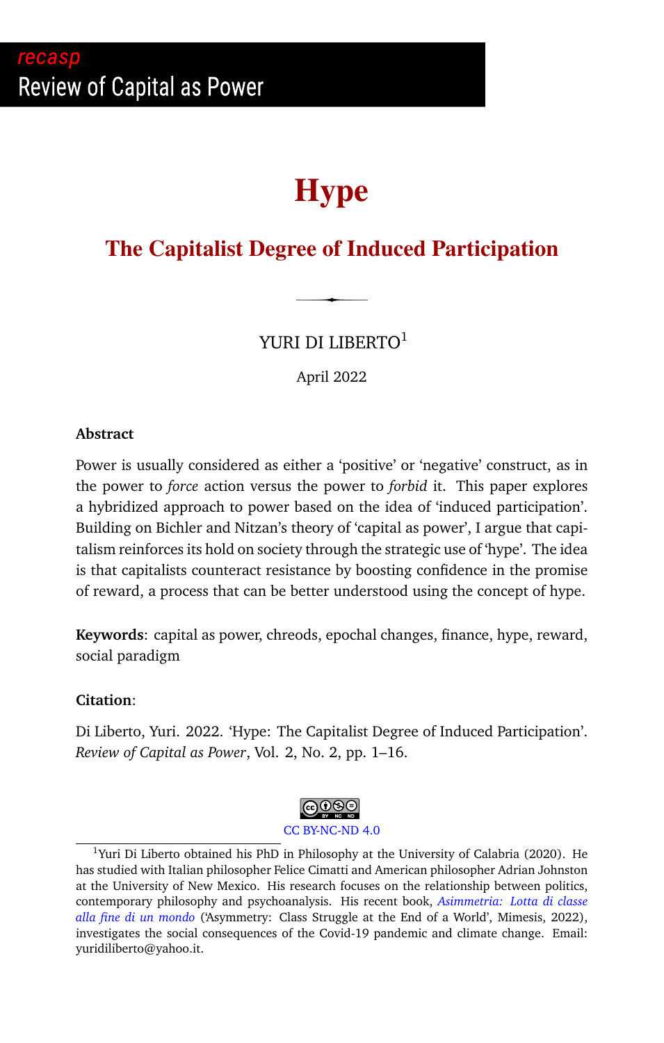recasp
Review of Capital as Power

# Hype

## The Capitalist Degree of Induced Participation

YURI DI LIBERTO[1]

April 2022

**Abstract**

Power is usually considered as either a 'positive' or 'negative' construct, as in the power to *force* action versus the power to *forbid* it. This paper explores a hybridized approach to power based on the idea of 'induced participation'. Building on Bichler and Nitzan's theory of 'capital as power', I argue that capitalism reinforces its hold on society through the strategic use of 'hype'. The idea is that capitalists counteract resistance by boosting confidence in the promise of reward, a process that can be better understood using the concept of hype.

**Keywords**: capital as power, chreods, epochal changes, finance, hype, reward, social paradigm

**Citation**:

Di Liberto, Yuri. 2022. 'Hype: The Capitalist Degree of Induced Participation'. *Review of Capital as Power*, Vol. 2, No. 2, pp. 1–16.

CC BY-NC-ND 4.0

[1] Yuri Di Liberto obtained his PhD in Philosophy at the University of Calabria (2020). He has studied with Italian philosopher Felice Cimatti and American philosopher Adrian Johnston at the University of New Mexico. His research focuses on the relationship between politics, contemporary philosophy and psychoanalysis. His recent book, *Asimmetria: Lotta di classe alla fine di un mondo* ('Asymmetry: Class Struggle at the End of a World', Mimesis, 2022), investigates the social consequences of the Covid-19 pandemic and climate change. Email: yuridiliberto@yahoo.it.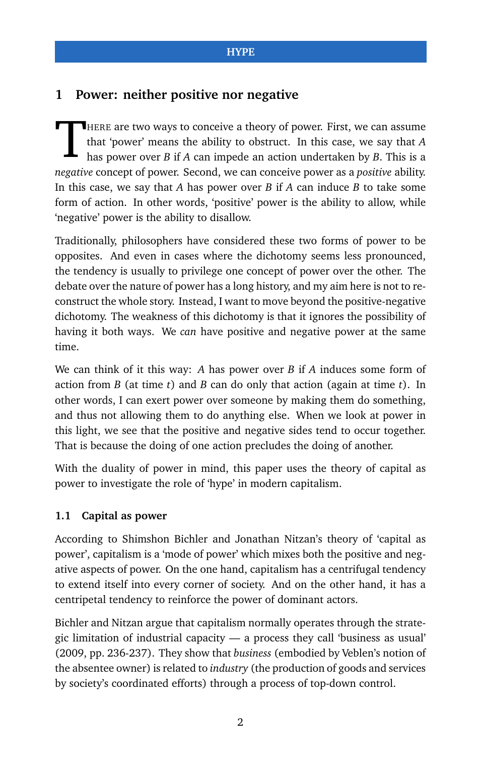## 1 Power: neither positive nor negative

There are two ways to conceive a theory of power. First, we can assume that 'power' means the ability to obstruct. In this case, we say that *A* has power over *B* if *A* can impede an action undertaken by *B*. This is a *negative* concept of power. Second, we can conceive power as a *positive* ability. In this case, we say that *A* has power over *B* if *A* can induce *B* to take some form of action. In other words, 'positive' power is the ability to allow, while 'negative' power is the ability to disallow.

Traditionally, philosophers have considered these two forms of power to be opposites. And even in cases where the dichotomy seems less pronounced, the tendency is usually to privilege one concept of power over the other. The debate over the nature of power has a long history, and my aim here is not to reconstruct the whole story. Instead, I want to move beyond the positive-negative dichotomy. The weakness of this dichotomy is that it ignores the possibility of having it both ways. We *can* have positive and negative power at the same time.

We can think of it this way: *A* has power over *B* if *A* induces some form of action from *B* (at time *t*) and *B* can do only that action (again at time *t*). In other words, I can exert power over someone by making them do something, and thus not allowing them to do anything else. When we look at power in this light, we see that the positive and negative sides tend to occur together. That is because the doing of one action precludes the doing of another.

With the duality of power in mind, this paper uses the theory of capital as power to investigate the role of 'hype' in modern capitalism.

### 1.1 Capital as power

According to Shimshon Bichler and Jonathan Nitzan's theory of 'capital as power', capitalism is a 'mode of power' which mixes both the positive and negative aspects of power. On the one hand, capitalism has a centrifugal tendency to extend itself into every corner of society. And on the other hand, it has a centripetal tendency to reinforce the power of dominant actors.

Bichler and Nitzan argue that capitalism normally operates through the strategic limitation of industrial capacity — a process they call 'business as usual' (2009, pp. 236-237). They show that *business* (embodied by Veblen's notion of the absentee owner) is related to *industry* (the production of goods and services by society's coordinated efforts) through a process of top-down control.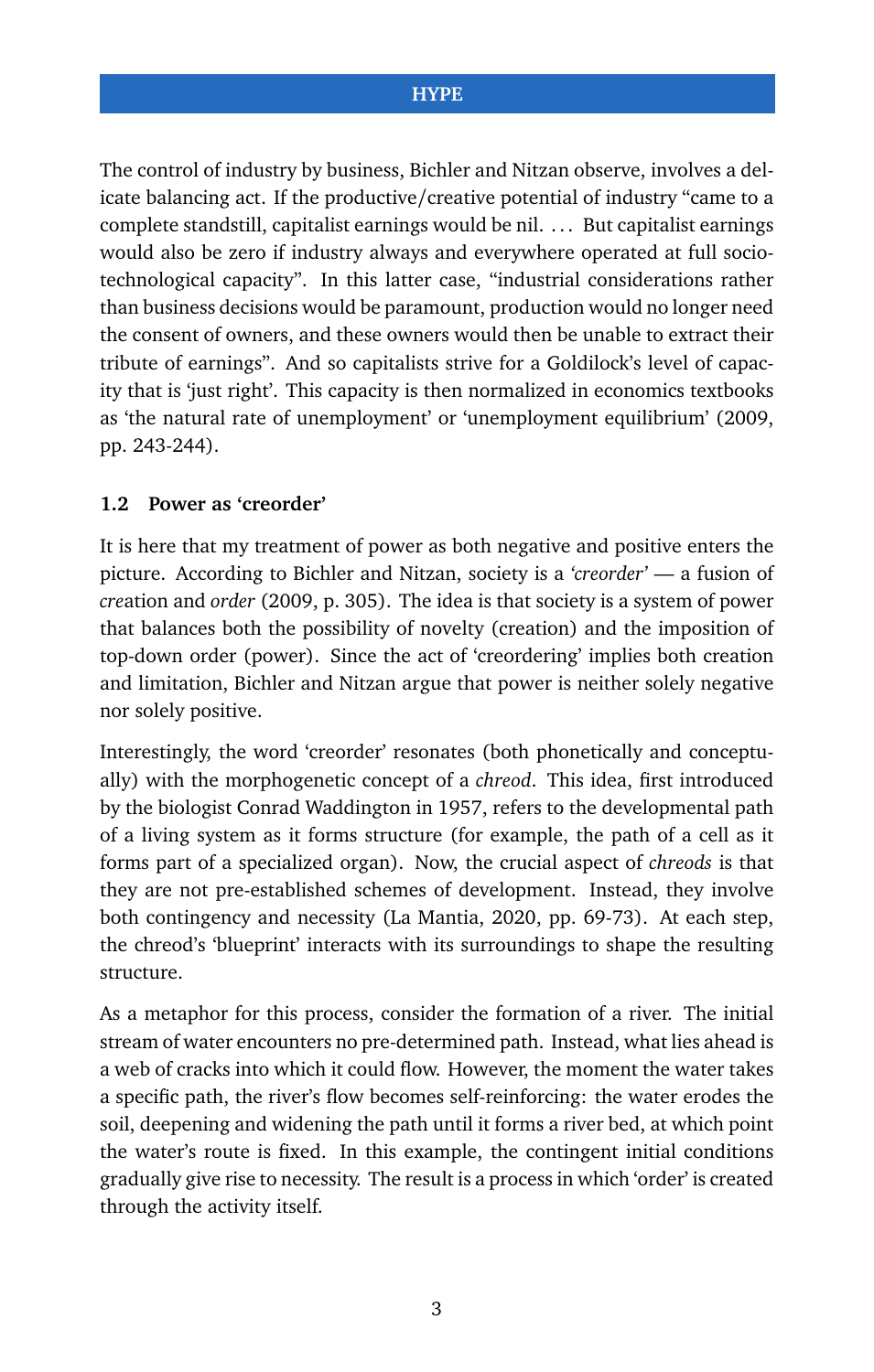The control of industry by business, Bichler and Nitzan observe, involves a delicate balancing act. If the productive/creative potential of industry "came to a complete standstill, capitalist earnings would be nil. … But capitalist earnings would also be zero if industry always and everywhere operated at full socio-technological capacity". In this latter case, "industrial considerations rather than business decisions would be paramount, production would no longer need the consent of owners, and these owners would then be unable to extract their tribute of earnings". And so capitalists strive for a Goldilock's level of capacity that is 'just right'. This capacity is then normalized in economics textbooks as 'the natural rate of unemployment' or 'unemployment equilibrium' (2009, pp. 243-244).

### 1.2 Power as 'creorder'

It is here that my treatment of power as both negative and positive enters the picture. According to Bichler and Nitzan, society is a *'creorder'* — a fusion of *cre*ation and *order* (2009, p. 305). The idea is that society is a system of power that balances both the possibility of novelty (creation) and the imposition of top-down order (power). Since the act of 'creordering' implies both creation and limitation, Bichler and Nitzan argue that power is neither solely negative nor solely positive.

Interestingly, the word 'creorder' resonates (both phonetically and conceptually) with the morphogenetic concept of a *chreod*. This idea, first introduced by the biologist Conrad Waddington in 1957, refers to the developmental path of a living system as it forms structure (for example, the path of a cell as it forms part of a specialized organ). Now, the crucial aspect of *chreods* is that they are not pre-established schemes of development. Instead, they involve both contingency and necessity (La Mantia, 2020, pp. 69-73). At each step, the chreod's 'blueprint' interacts with its surroundings to shape the resulting structure.

As a metaphor for this process, consider the formation of a river. The initial stream of water encounters no pre-determined path. Instead, what lies ahead is a web of cracks into which it could flow. However, the moment the water takes a specific path, the river's flow becomes self-reinforcing: the water erodes the soil, deepening and widening the path until it forms a river bed, at which point the water's route is fixed. In this example, the contingent initial conditions gradually give rise to necessity. The result is a process in which 'order' is created through the activity itself.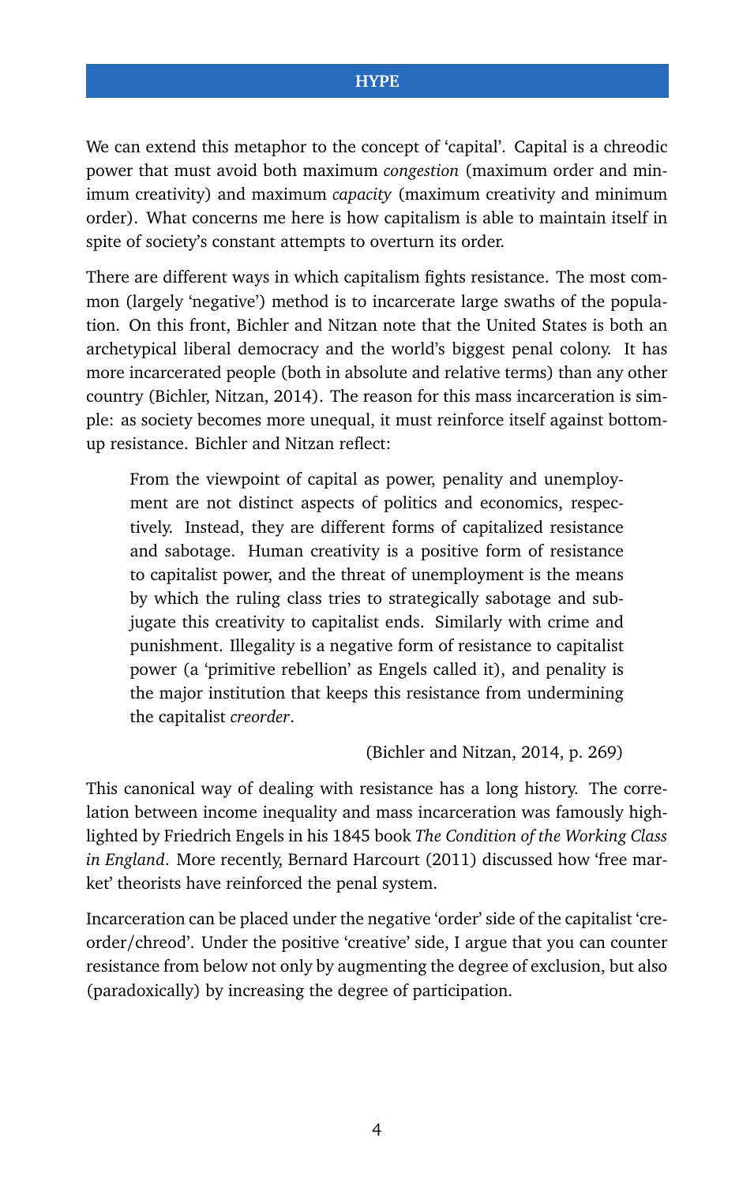We can extend this metaphor to the concept of 'capital'. Capital is a chreodic power that must avoid both maximum *congestion* (maximum order and minimum creativity) and maximum *capacity* (maximum creativity and minimum order). What concerns me here is how capitalism is able to maintain itself in spite of society's constant attempts to overturn its order.

There are different ways in which capitalism fights resistance. The most common (largely 'negative') method is to incarcerate large swaths of the population. On this front, Bichler and Nitzan note that the United States is both an archetypical liberal democracy and the world's biggest penal colony. It has more incarcerated people (both in absolute and relative terms) than any other country (Bichler, Nitzan, 2014). The reason for this mass incarceration is simple: as society becomes more unequal, it must reinforce itself against bottom-up resistance. Bichler and Nitzan reflect:

> From the viewpoint of capital as power, penality and unemployment are not distinct aspects of politics and economics, respectively. Instead, they are different forms of capitalized resistance and sabotage. Human creativity is a positive form of resistance to capitalist power, and the threat of unemployment is the means by which the ruling class tries to strategically sabotage and subjugate this creativity to capitalist ends. Similarly with crime and punishment. Illegality is a negative form of resistance to capitalist power (a 'primitive rebellion' as Engels called it), and penality is the major institution that keeps this resistance from undermining the capitalist *creorder*.
>
> (Bichler and Nitzan, 2014, p. 269)

This canonical way of dealing with resistance has a long history. The correlation between income inequality and mass incarceration was famously highlighted by Friedrich Engels in his 1845 book *The Condition of the Working Class in England*. More recently, Bernard Harcourt (2011) discussed how 'free market' theorists have reinforced the penal system.

Incarceration can be placed under the negative 'order' side of the capitalist 'creorder/chreod'. Under the positive 'creative' side, I argue that you can counter resistance from below not only by augmenting the degree of exclusion, but also (paradoxically) by increasing the degree of participation.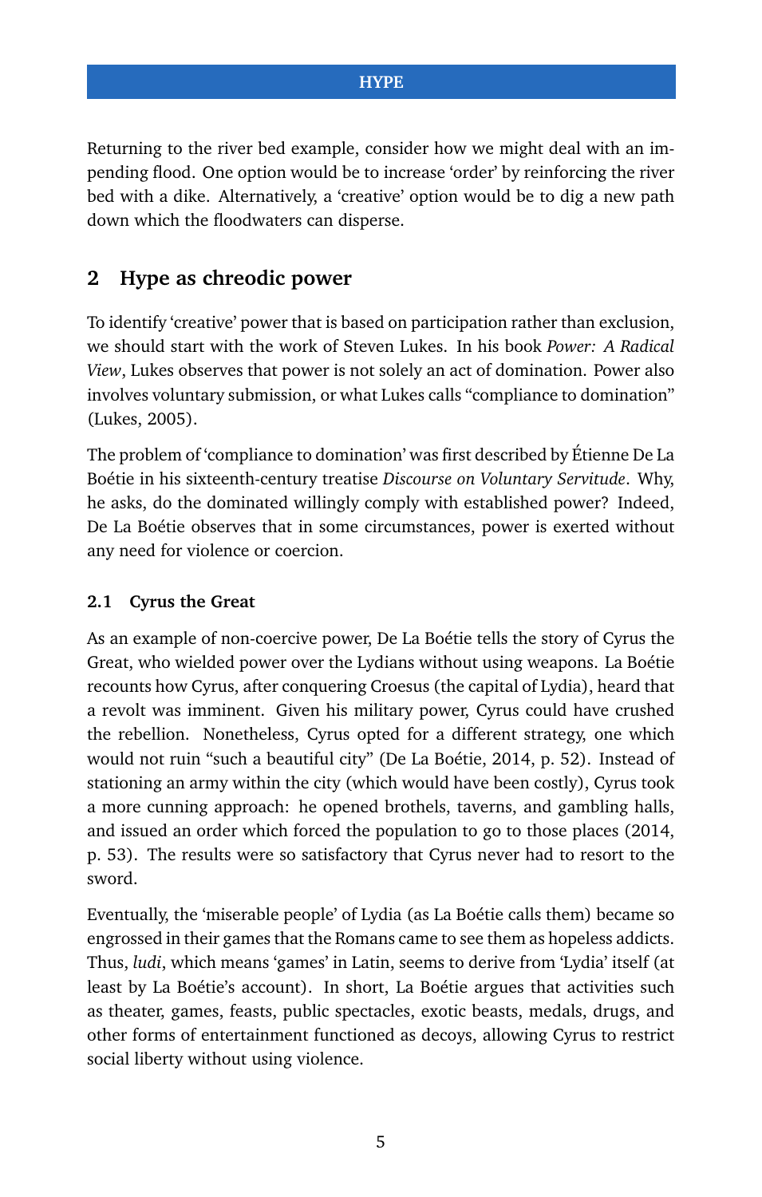Returning to the river bed example, consider how we might deal with an impending flood. One option would be to increase 'order' by reinforcing the river bed with a dike. Alternatively, a 'creative' option would be to dig a new path down which the floodwaters can disperse.

## 2 Hype as chreodic power

To identify 'creative' power that is based on participation rather than exclusion, we should start with the work of Steven Lukes. In his book *Power: A Radical View*, Lukes observes that power is not solely an act of domination. Power also involves voluntary submission, or what Lukes calls "compliance to domination" (Lukes, 2005).

The problem of 'compliance to domination' was first described by Étienne De La Boétie in his sixteenth-century treatise *Discourse on Voluntary Servitude*. Why, he asks, do the dominated willingly comply with established power? Indeed, De La Boétie observes that in some circumstances, power is exerted without any need for violence or coercion.

### 2.1 Cyrus the Great

As an example of non-coercive power, De La Boétie tells the story of Cyrus the Great, who wielded power over the Lydians without using weapons. La Boétie recounts how Cyrus, after conquering Croesus (the capital of Lydia), heard that a revolt was imminent. Given his military power, Cyrus could have crushed the rebellion. Nonetheless, Cyrus opted for a different strategy, one which would not ruin "such a beautiful city" (De La Boétie, 2014, p. 52). Instead of stationing an army within the city (which would have been costly), Cyrus took a more cunning approach: he opened brothels, taverns, and gambling halls, and issued an order which forced the population to go to those places (2014, p. 53). The results were so satisfactory that Cyrus never had to resort to the sword.

Eventually, the 'miserable people' of Lydia (as La Boétie calls them) became so engrossed in their games that the Romans came to see them as hopeless addicts. Thus, *ludi*, which means 'games' in Latin, seems to derive from 'Lydia' itself (at least by La Boétie's account). In short, La Boétie argues that activities such as theater, games, feasts, public spectacles, exotic beasts, medals, drugs, and other forms of entertainment functioned as decoys, allowing Cyrus to restrict social liberty without using violence.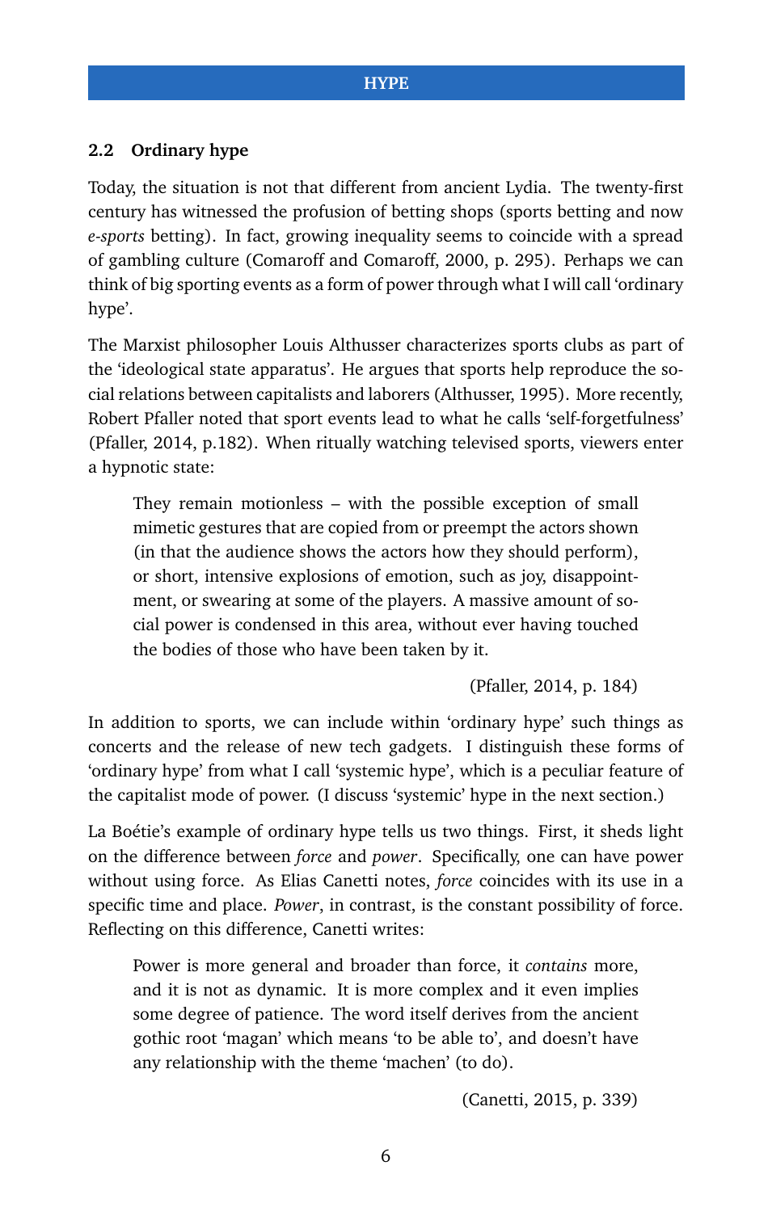## 2.2 Ordinary hype

Today, the situation is not that different from ancient Lydia. The twenty-first century has witnessed the profusion of betting shops (sports betting and now *e-sports* betting). In fact, growing inequality seems to coincide with a spread of gambling culture (Comaroff and Comaroff, 2000, p. 295). Perhaps we can think of big sporting events as a form of power through what I will call 'ordinary hype'.

The Marxist philosopher Louis Althusser characterizes sports clubs as part of the 'ideological state apparatus'. He argues that sports help reproduce the social relations between capitalists and laborers (Althusser, 1995). More recently, Robert Pfaller noted that sport events lead to what he calls 'self-forgetfulness' (Pfaller, 2014, p.182). When ritually watching televised sports, viewers enter a hypnotic state:

> They remain motionless – with the possible exception of small mimetic gestures that are copied from or preempt the actors shown (in that the audience shows the actors how they should perform), or short, intensive explosions of emotion, such as joy, disappointment, or swearing at some of the players. A massive amount of social power is condensed in this area, without ever having touched the bodies of those who have been taken by it.
>
> (Pfaller, 2014, p. 184)

In addition to sports, we can include within 'ordinary hype' such things as concerts and the release of new tech gadgets. I distinguish these forms of 'ordinary hype' from what I call 'systemic hype', which is a peculiar feature of the capitalist mode of power. (I discuss 'systemic' hype in the next section.)

La Boétie's example of ordinary hype tells us two things. First, it sheds light on the difference between *force* and *power*. Specifically, one can have power without using force. As Elias Canetti notes, *force* coincides with its use in a specific time and place. *Power*, in contrast, is the constant possibility of force. Reflecting on this difference, Canetti writes:

> Power is more general and broader than force, it *contains* more, and it is not as dynamic. It is more complex and it even implies some degree of patience. The word itself derives from the ancient gothic root 'magan' which means 'to be able to', and doesn't have any relationship with the theme 'machen' (to do).
>
> (Canetti, 2015, p. 339)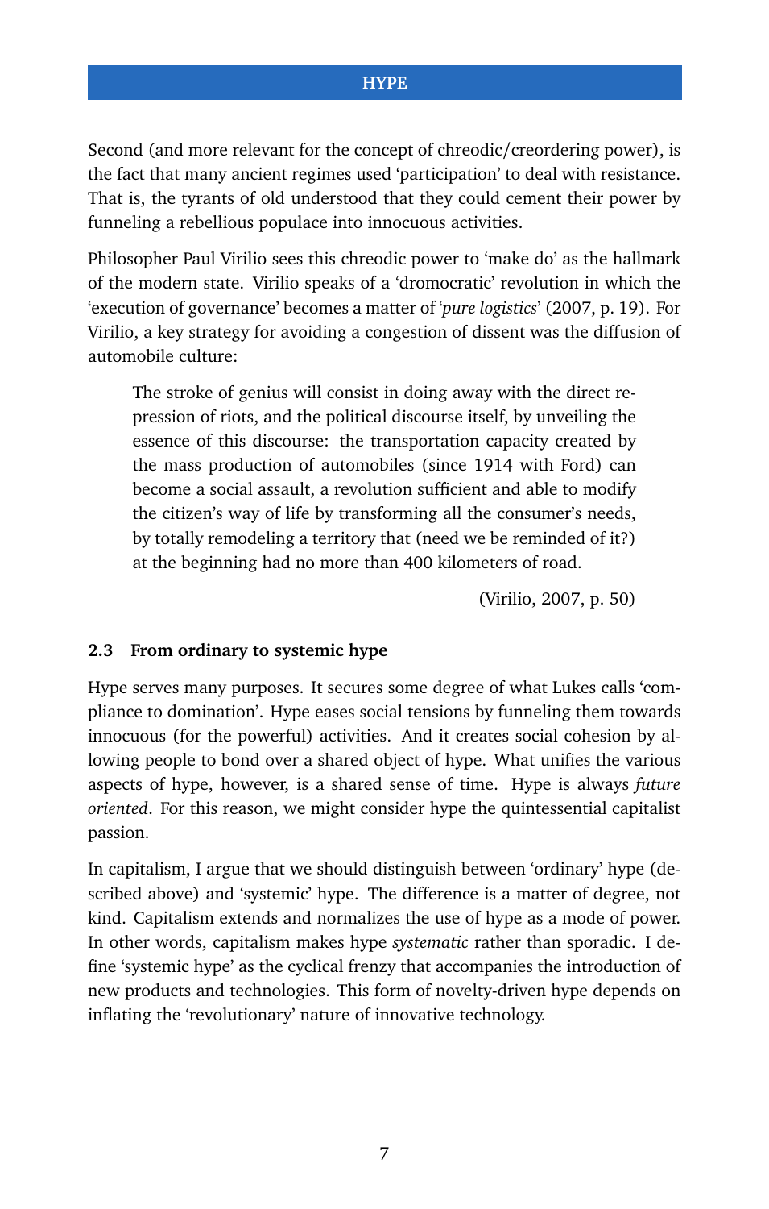Second (and more relevant for the concept of chreodic/creordering power), is the fact that many ancient regimes used 'participation' to deal with resistance. That is, the tyrants of old understood that they could cement their power by funneling a rebellious populace into innocuous activities.

Philosopher Paul Virilio sees this chreodic power to 'make do' as the hallmark of the modern state. Virilio speaks of a 'dromocratic' revolution in which the 'execution of governance' becomes a matter of '*pure logistics*' (2007, p. 19). For Virilio, a key strategy for avoiding a congestion of dissent was the diffusion of automobile culture:

> The stroke of genius will consist in doing away with the direct repression of riots, and the political discourse itself, by unveiling the essence of this discourse: the transportation capacity created by the mass production of automobiles (since 1914 with Ford) can become a social assault, a revolution sufficient and able to modify the citizen's way of life by transforming all the consumer's needs, by totally remodeling a territory that (need we be reminded of it?) at the beginning had no more than 400 kilometers of road.
>
> (Virilio, 2007, p. 50)

### 2.3 From ordinary to systemic hype

Hype serves many purposes. It secures some degree of what Lukes calls 'compliance to domination'. Hype eases social tensions by funneling them towards innocuous (for the powerful) activities. And it creates social cohesion by allowing people to bond over a shared object of hype. What unifies the various aspects of hype, however, is a shared sense of time. Hype is always *future oriented*. For this reason, we might consider hype the quintessential capitalist passion.

In capitalism, I argue that we should distinguish between 'ordinary' hype (described above) and 'systemic' hype. The difference is a matter of degree, not kind. Capitalism extends and normalizes the use of hype as a mode of power. In other words, capitalism makes hype *systematic* rather than sporadic. I define 'systemic hype' as the cyclical frenzy that accompanies the introduction of new products and technologies. This form of novelty-driven hype depends on inflating the 'revolutionary' nature of innovative technology.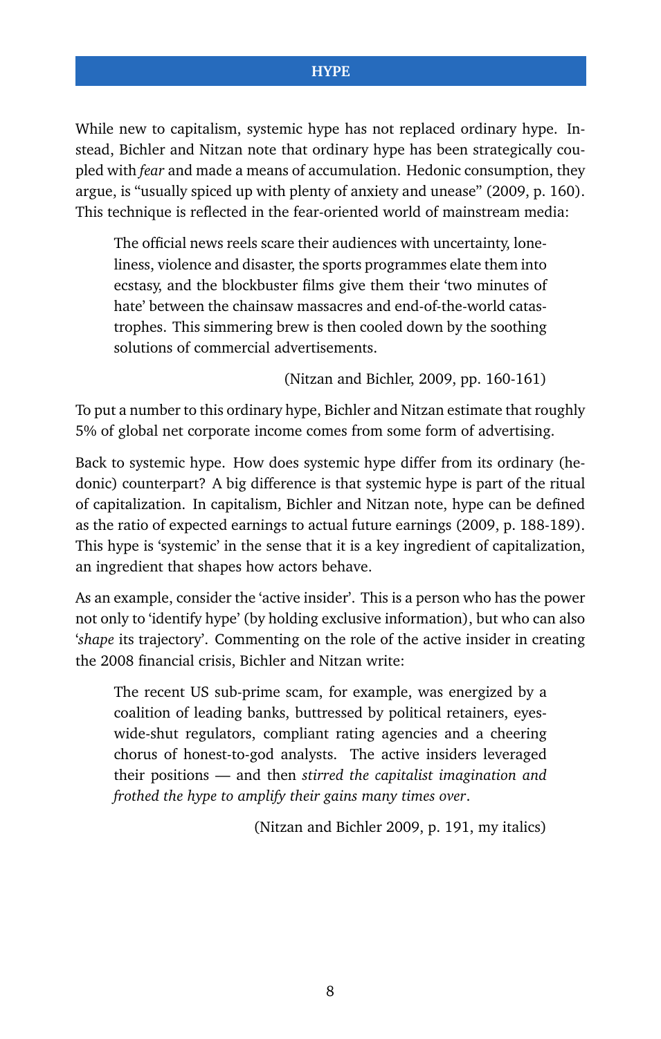While new to capitalism, systemic hype has not replaced ordinary hype. Instead, Bichler and Nitzan note that ordinary hype has been strategically coupled with *fear* and made a means of accumulation. Hedonic consumption, they argue, is "usually spiced up with plenty of anxiety and unease" (2009, p. 160). This technique is reflected in the fear-oriented world of mainstream media:

> The official news reels scare their audiences with uncertainty, loneliness, violence and disaster, the sports programmes elate them into ecstasy, and the blockbuster films give them their 'two minutes of hate' between the chainsaw massacres and end-of-the-world catastrophes. This simmering brew is then cooled down by the soothing solutions of commercial advertisements.
>
> (Nitzan and Bichler, 2009, pp. 160-161)

To put a number to this ordinary hype, Bichler and Nitzan estimate that roughly 5% of global net corporate income comes from some form of advertising.

Back to systemic hype. How does systemic hype differ from its ordinary (hedonic) counterpart? A big difference is that systemic hype is part of the ritual of capitalization. In capitalism, Bichler and Nitzan note, hype can be defined as the ratio of expected earnings to actual future earnings (2009, p. 188-189). This hype is 'systemic' in the sense that it is a key ingredient of capitalization, an ingredient that shapes how actors behave.

As an example, consider the 'active insider'. This is a person who has the power not only to 'identify hype' (by holding exclusive information), but who can also '*shape* its trajectory'. Commenting on the role of the active insider in creating the 2008 financial crisis, Bichler and Nitzan write:

> The recent US sub-prime scam, for example, was energized by a coalition of leading banks, buttressed by political retainers, eyes-wide-shut regulators, compliant rating agencies and a cheering chorus of honest-to-god analysts. The active insiders leveraged their positions — and then *stirred the capitalist imagination and frothed the hype to amplify their gains many times over*.
>
> (Nitzan and Bichler 2009, p. 191, my italics)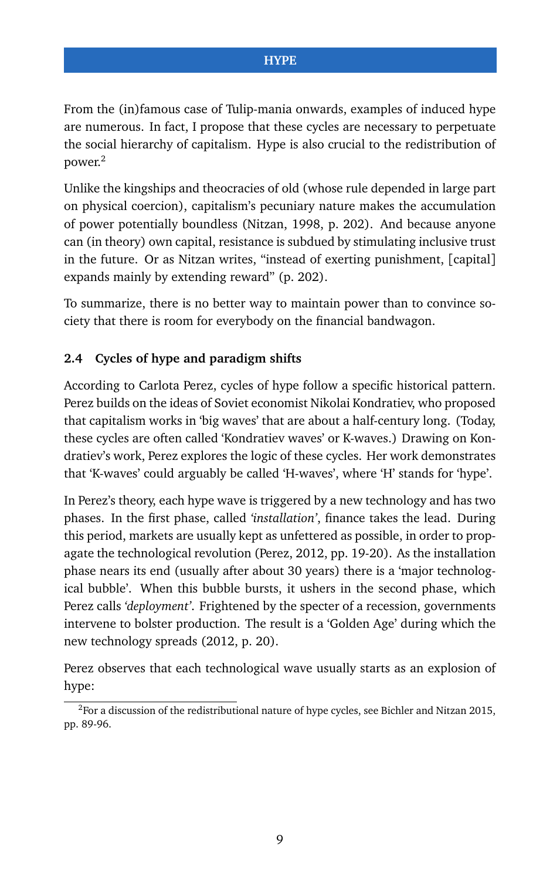From the (in)famous case of Tulip-mania onwards, examples of induced hype are numerous. In fact, I propose that these cycles are necessary to perpetuate the social hierarchy of capitalism. Hype is also crucial to the redistribution of power.[2]

Unlike the kingships and theocracies of old (whose rule depended in large part on physical coercion), capitalism's pecuniary nature makes the accumulation of power potentially boundless (Nitzan, 1998, p. 202). And because anyone can (in theory) own capital, resistance is subdued by stimulating inclusive trust in the future. Or as Nitzan writes, "instead of exerting punishment, [capital] expands mainly by extending reward" (p. 202).

To summarize, there is no better way to maintain power than to convince society that there is room for everybody on the financial bandwagon.

### 2.4 Cycles of hype and paradigm shifts

According to Carlota Perez, cycles of hype follow a specific historical pattern. Perez builds on the ideas of Soviet economist Nikolai Kondratiev, who proposed that capitalism works in 'big waves' that are about a half-century long. (Today, these cycles are often called 'Kondratiev waves' or K-waves.) Drawing on Kondratiev's work, Perez explores the logic of these cycles. Her work demonstrates that 'K-waves' could arguably be called 'H-waves', where 'H' stands for 'hype'.

In Perez's theory, each hype wave is triggered by a new technology and has two phases. In the first phase, called *'installation'*, finance takes the lead. During this period, markets are usually kept as unfettered as possible, in order to propagate the technological revolution (Perez, 2012, pp. 19-20). As the installation phase nears its end (usually after about 30 years) there is a 'major technological bubble'. When this bubble bursts, it ushers in the second phase, which Perez calls *'deployment'*. Frightened by the specter of a recession, governments intervene to bolster production. The result is a 'Golden Age' during which the new technology spreads (2012, p. 20).

Perez observes that each technological wave usually starts as an explosion of hype:

[2] For a discussion of the redistributional nature of hype cycles, see Bichler and Nitzan 2015, pp. 89-96.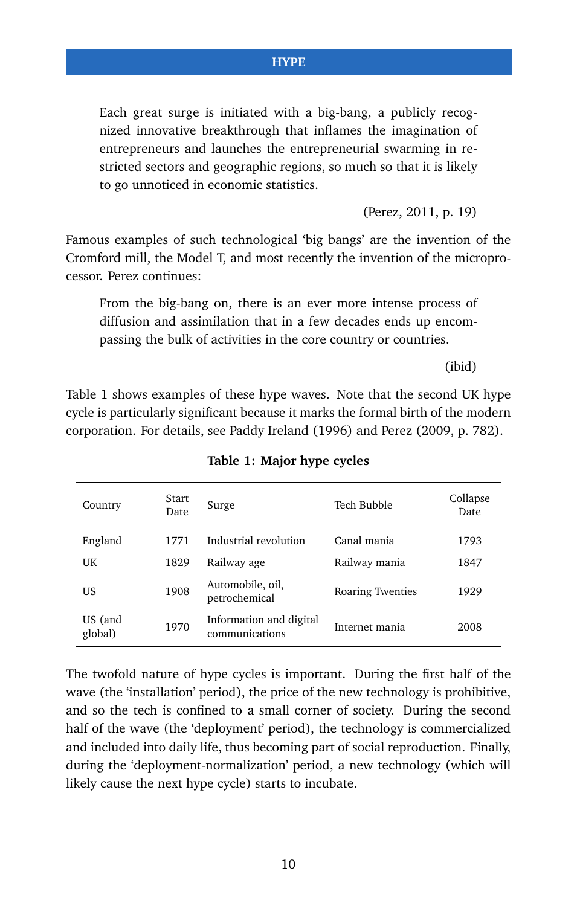> Each great surge is initiated with a big-bang, a publicly recognized innovative breakthrough that inflames the imagination of entrepreneurs and launches the entrepreneurial swarming in restricted sectors and geographic regions, so much so that it is likely to go unnoticed in economic statistics.
>
> (Perez, 2011, p. 19)

Famous examples of such technological 'big bangs' are the invention of the Cromford mill, the Model T, and most recently the invention of the microprocessor. Perez continues:

> From the big-bang on, there is an ever more intense process of diffusion and assimilation that in a few decades ends up encompassing the bulk of activities in the core country or countries.
>
> (ibid)

Table 1 shows examples of these hype waves. Note that the second UK hype cycle is particularly significant because it marks the formal birth of the modern corporation. For details, see Paddy Ireland (1996) and Perez (2009, p. 782).

**Table 1: Major hype cycles**

| Country | Start Date | Surge | Tech Bubble | Collapse Date |
|---|---|---|---|---|
| England | 1771 | Industrial revolution | Canal mania | 1793 |
| UK | 1829 | Railway age | Railway mania | 1847 |
| US | 1908 | Automobile, oil, petrochemical | Roaring Twenties | 1929 |
| US (and global) | 1970 | Information and digital communications | Internet mania | 2008 |

The twofold nature of hype cycles is important. During the first half of the wave (the 'installation' period), the price of the new technology is prohibitive, and so the tech is confined to a small corner of society. During the second half of the wave (the 'deployment' period), the technology is commercialized and included into daily life, thus becoming part of social reproduction. Finally, during the 'deployment-normalization' period, a new technology (which will likely cause the next hype cycle) starts to incubate.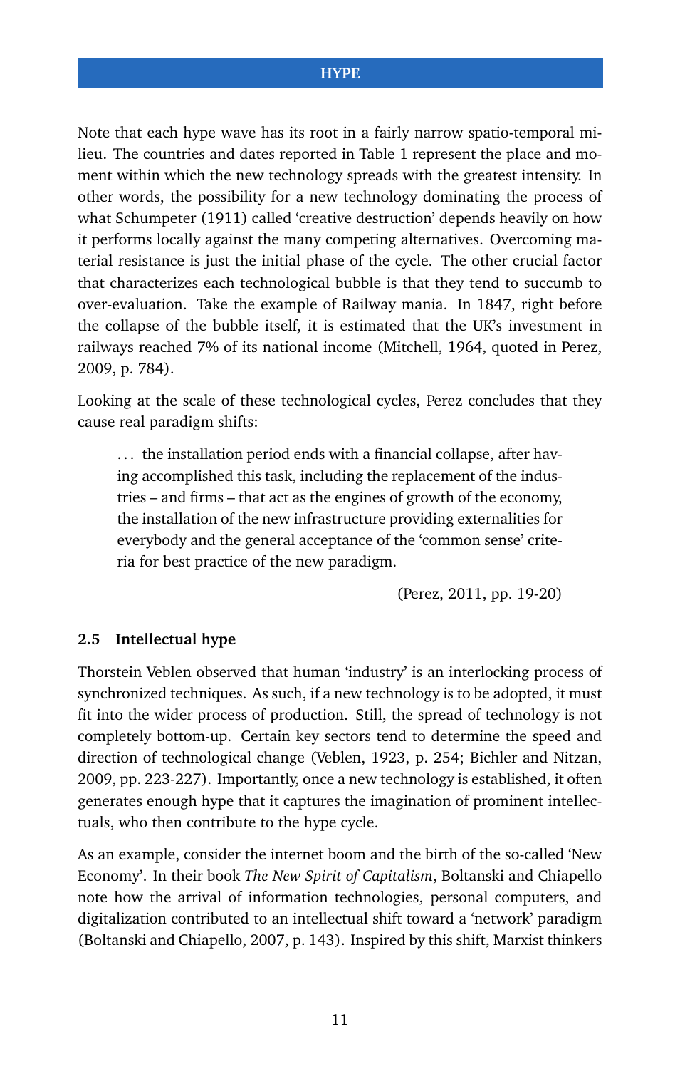Note that each hype wave has its root in a fairly narrow spatio-temporal milieu. The countries and dates reported in Table 1 represent the place and moment within which the new technology spreads with the greatest intensity. In other words, the possibility for a new technology dominating the process of what Schumpeter (1911) called 'creative destruction' depends heavily on how it performs locally against the many competing alternatives. Overcoming material resistance is just the initial phase of the cycle. The other crucial factor that characterizes each technological bubble is that they tend to succumb to over-evaluation. Take the example of Railway mania. In 1847, right before the collapse of the bubble itself, it is estimated that the UK's investment in railways reached 7% of its national income (Mitchell, 1964, quoted in Perez, 2009, p. 784).

Looking at the scale of these technological cycles, Perez concludes that they cause real paradigm shifts:

> ... the installation period ends with a financial collapse, after having accomplished this task, including the replacement of the industries – and firms – that act as the engines of growth of the economy, the installation of the new infrastructure providing externalities for everybody and the general acceptance of the 'common sense' criteria for best practice of the new paradigm.
>
> (Perez, 2011, pp. 19-20)

### 2.5 Intellectual hype

Thorstein Veblen observed that human 'industry' is an interlocking process of synchronized techniques. As such, if a new technology is to be adopted, it must fit into the wider process of production. Still, the spread of technology is not completely bottom-up. Certain key sectors tend to determine the speed and direction of technological change (Veblen, 1923, p. 254; Bichler and Nitzan, 2009, pp. 223-227). Importantly, once a new technology is established, it often generates enough hype that it captures the imagination of prominent intellectuals, who then contribute to the hype cycle.

As an example, consider the internet boom and the birth of the so-called 'New Economy'. In their book *The New Spirit of Capitalism*, Boltanski and Chiapello note how the arrival of information technologies, personal computers, and digitalization contributed to an intellectual shift toward a 'network' paradigm (Boltanski and Chiapello, 2007, p. 143). Inspired by this shift, Marxist thinkers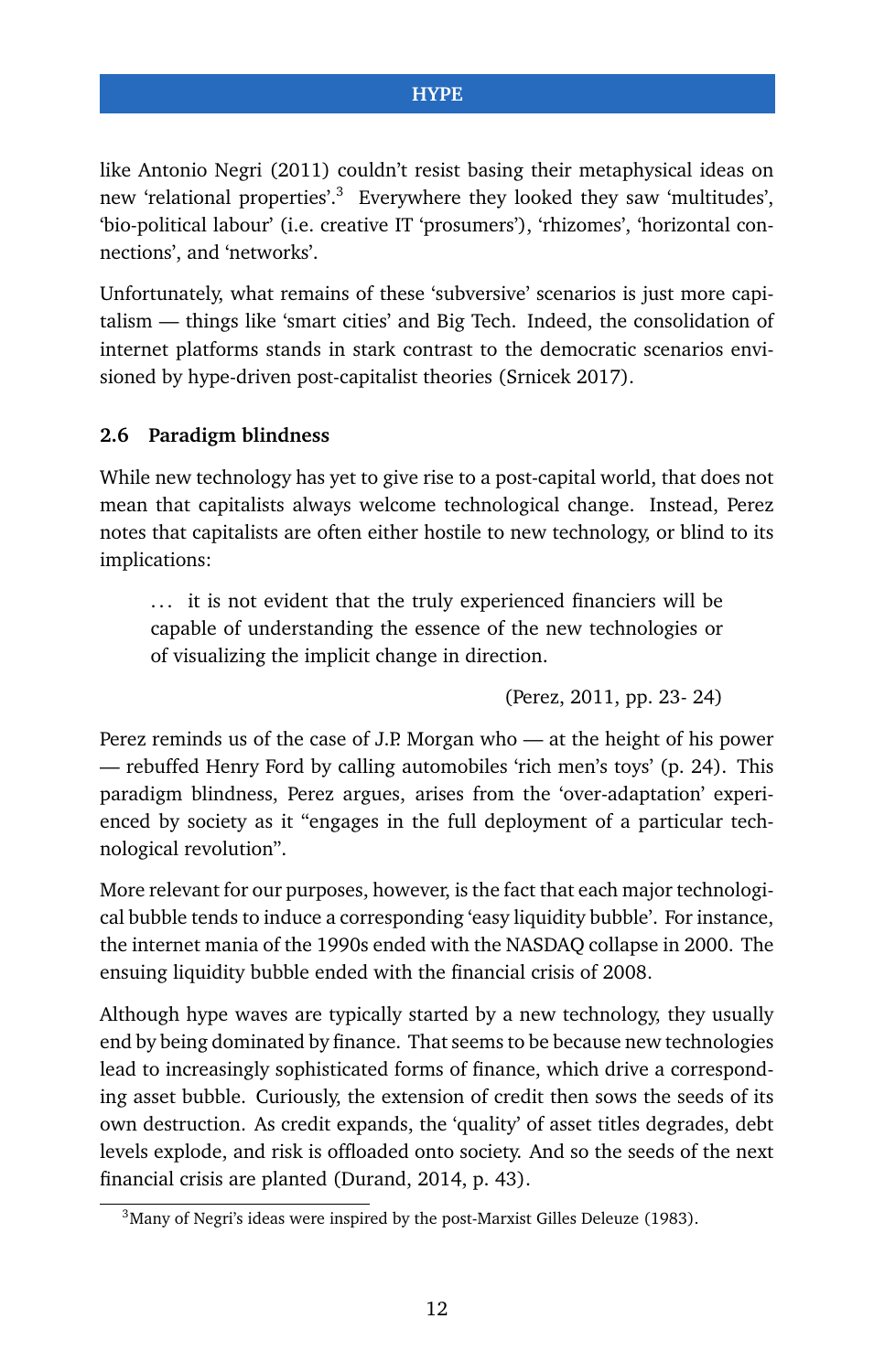like Antonio Negri (2011) couldn't resist basing their metaphysical ideas on new 'relational properties'.[3] Everywhere they looked they saw 'multitudes', 'bio-political labour' (i.e. creative IT 'prosumers'), 'rhizomes', 'horizontal connections', and 'networks'.

Unfortunately, what remains of these 'subversive' scenarios is just more capitalism — things like 'smart cities' and Big Tech. Indeed, the consolidation of internet platforms stands in stark contrast to the democratic scenarios envisioned by hype-driven post-capitalist theories (Srnicek 2017).

### 2.6 Paradigm blindness

While new technology has yet to give rise to a post-capital world, that does not mean that capitalists always welcome technological change. Instead, Perez notes that capitalists are often either hostile to new technology, or blind to its implications:

> ... it is not evident that the truly experienced financiers will be capable of understanding the essence of the new technologies or of visualizing the implicit change in direction.
>
> (Perez, 2011, pp. 23- 24)

Perez reminds us of the case of J.P. Morgan who — at the height of his power — rebuffed Henry Ford by calling automobiles 'rich men's toys' (p. 24). This paradigm blindness, Perez argues, arises from the 'over-adaptation' experienced by society as it "engages in the full deployment of a particular technological revolution".

More relevant for our purposes, however, is the fact that each major technological bubble tends to induce a corresponding 'easy liquidity bubble'. For instance, the internet mania of the 1990s ended with the NASDAQ collapse in 2000. The ensuing liquidity bubble ended with the financial crisis of 2008.

Although hype waves are typically started by a new technology, they usually end by being dominated by finance. That seems to be because new technologies lead to increasingly sophisticated forms of finance, which drive a corresponding asset bubble. Curiously, the extension of credit then sows the seeds of its own destruction. As credit expands, the 'quality' of asset titles degrades, debt levels explode, and risk is offloaded onto society. And so the seeds of the next financial crisis are planted (Durand, 2014, p. 43).

---

[3] Many of Negri's ideas were inspired by the post-Marxist Gilles Deleuze (1983).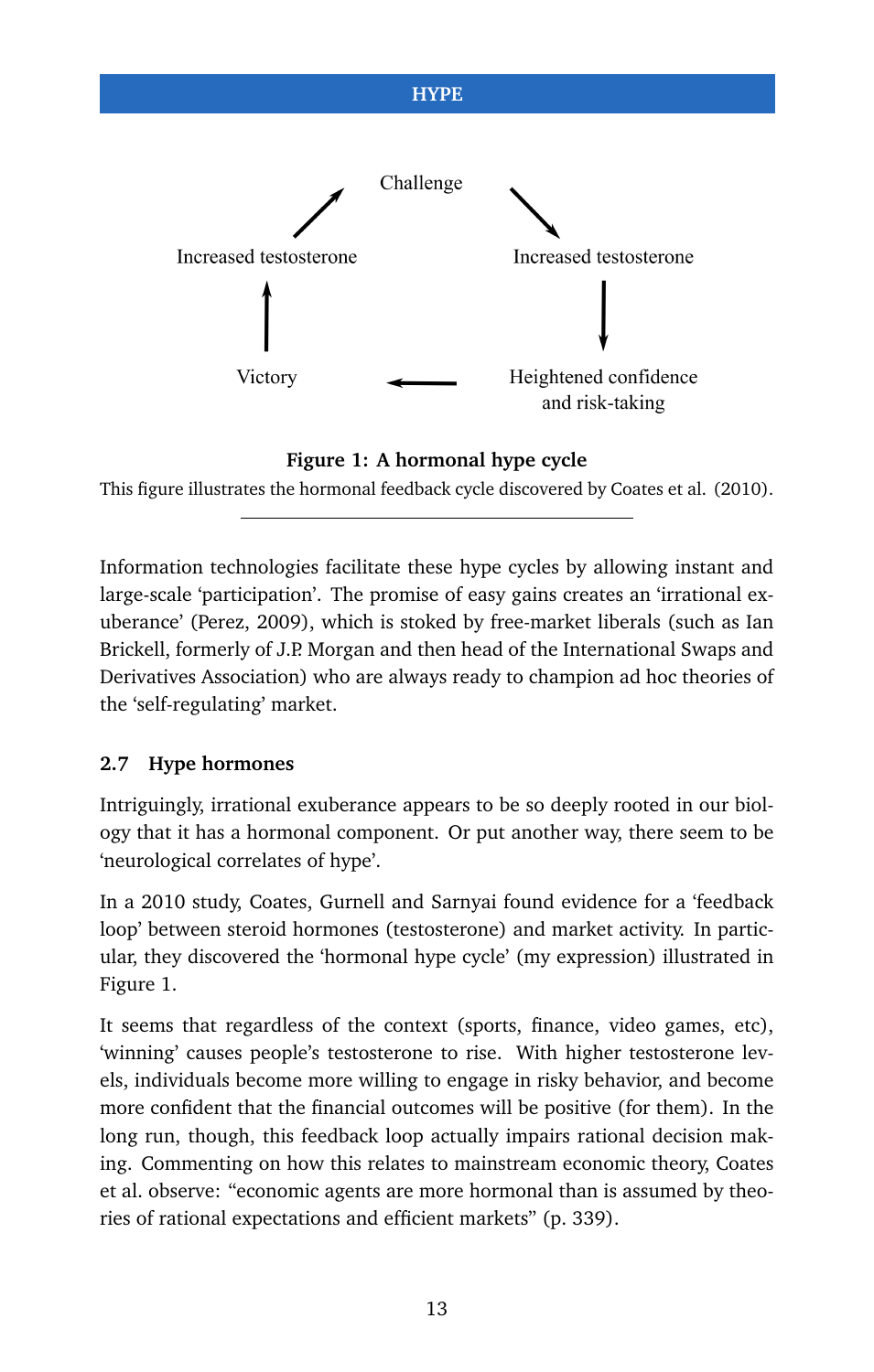Challenge → Increased testosterone → Heightened confidence and risk-taking → Victory → Increased testosterone → Challenge

**Figure 1: A hormonal hype cycle**

This figure illustrates the hormonal feedback cycle discovered by Coates et al. (2010).

---

Information technologies facilitate these hype cycles by allowing instant and large-scale 'participation'. The promise of easy gains creates an 'irrational exuberance' (Perez, 2009), which is stoked by free-market liberals (such as Ian Brickell, formerly of J.P. Morgan and then head of the International Swaps and Derivatives Association) who are always ready to champion ad hoc theories of the 'self-regulating' market.

### 2.7 Hype hormones

Intriguingly, irrational exuberance appears to be so deeply rooted in our biology that it has a hormonal component. Or put another way, there seem to be 'neurological correlates of hype'.

In a 2010 study, Coates, Gurnell and Sarnyai found evidence for a 'feedback loop' between steroid hormones (testosterone) and market activity. In particular, they discovered the 'hormonal hype cycle' (my expression) illustrated in Figure 1.

It seems that regardless of the context (sports, finance, video games, etc), 'winning' causes people's testosterone to rise. With higher testosterone levels, individuals become more willing to engage in risky behavior, and become more confident that the financial outcomes will be positive (for them). In the long run, though, this feedback loop actually impairs rational decision making. Commenting on how this relates to mainstream economic theory, Coates et al. observe: "economic agents are more hormonal than is assumed by theories of rational expectations and efficient markets" (p. 339).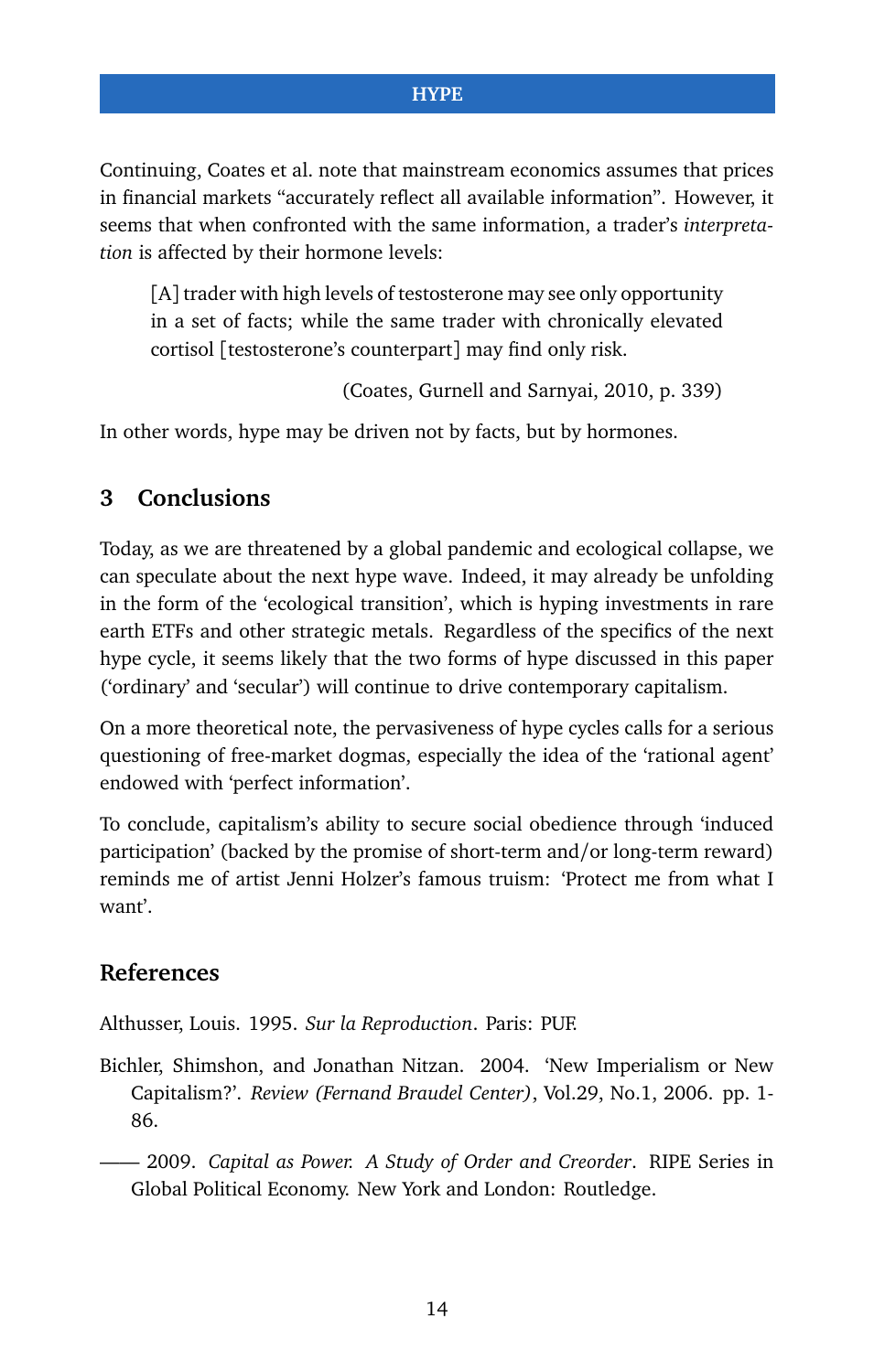Continuing, Coates et al. note that mainstream economics assumes that prices in financial markets “accurately reflect all available information”. However, it seems that when confronted with the same information, a trader’s *interpretation* is affected by their hormone levels:

> [A] trader with high levels of testosterone may see only opportunity in a set of facts; while the same trader with chronically elevated cortisol [testosterone’s counterpart] may find only risk.
>
> (Coates, Gurnell and Sarnyai, 2010, p. 339)

In other words, hype may be driven not by facts, but by hormones.

## 3 Conclusions

Today, as we are threatened by a global pandemic and ecological collapse, we can speculate about the next hype wave. Indeed, it may already be unfolding in the form of the ‘ecological transition’, which is hyping investments in rare earth ETFs and other strategic metals. Regardless of the specifics of the next hype cycle, it seems likely that the two forms of hype discussed in this paper (‘ordinary’ and ‘secular’) will continue to drive contemporary capitalism.

On a more theoretical note, the pervasiveness of hype cycles calls for a serious questioning of free-market dogmas, especially the idea of the ‘rational agent’ endowed with ‘perfect information’.

To conclude, capitalism’s ability to secure social obedience through ‘induced participation’ (backed by the promise of short-term and/or long-term reward) reminds me of artist Jenni Holzer’s famous truism: ‘Protect me from what I want’.

## References

Althusser, Louis. 1995. *Sur la Reproduction*. Paris: PUF.

Bichler, Shimshon, and Jonathan Nitzan. 2004. ‘New Imperialism or New Capitalism?’. *Review (Fernand Braudel Center)*, Vol.29, No.1, 2006. pp. 1-86.

—— 2009. *Capital as Power. A Study of Order and Creorder*. RIPE Series in Global Political Economy. New York and London: Routledge.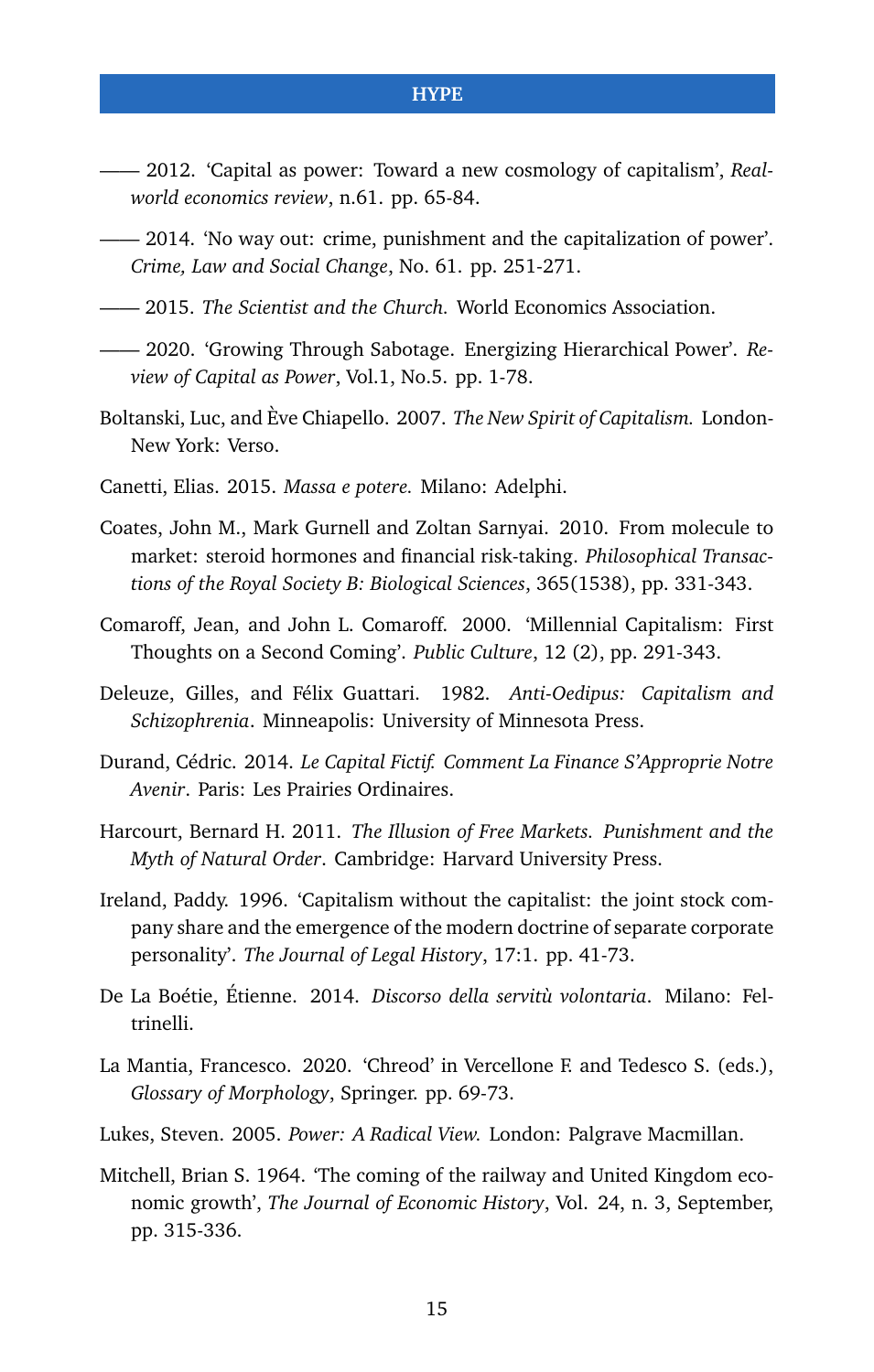—— 2012. ‘Capital as power: Toward a new cosmology of capitalism’, *Real-world economics review*, n.61. pp. 65-84.

—— 2014. ‘No way out: crime, punishment and the capitalization of power’. *Crime, Law and Social Change*, No. 61. pp. 251-271.

—— 2015. *The Scientist and the Church.* World Economics Association.

—— 2020. ‘Growing Through Sabotage. Energizing Hierarchical Power’. *Review of Capital as Power*, Vol.1, No.5. pp. 1-78.

Boltanski, Luc, and Ève Chiapello. 2007. *The New Spirit of Capitalism.* London-New York: Verso.

Canetti, Elias. 2015. *Massa e potere.* Milano: Adelphi.

Coates, John M., Mark Gurnell and Zoltan Sarnyai. 2010. From molecule to market: steroid hormones and financial risk-taking. *Philosophical Transactions of the Royal Society B: Biological Sciences*, 365(1538), pp. 331-343.

Comaroff, Jean, and John L. Comaroff. 2000. ‘Millennial Capitalism: First Thoughts on a Second Coming’. *Public Culture*, 12 (2), pp. 291-343.

Deleuze, Gilles, and Félix Guattari. 1982. *Anti-Oedipus: Capitalism and Schizophrenia*. Minneapolis: University of Minnesota Press.

Durand, Cédric. 2014. *Le Capital Fictif. Comment La Finance S’Approprie Notre Avenir*. Paris: Les Prairies Ordinaires.

Harcourt, Bernard H. 2011. *The Illusion of Free Markets. Punishment and the Myth of Natural Order*. Cambridge: Harvard University Press.

Ireland, Paddy. 1996. ‘Capitalism without the capitalist: the joint stock company share and the emergence of the modern doctrine of separate corporate personality’. *The Journal of Legal History*, 17:1. pp. 41-73.

De La Boétie, Étienne. 2014. *Discorso della servitù volontaria*. Milano: Feltrinelli.

La Mantia, Francesco. 2020. ‘Chreod’ in Vercellone F. and Tedesco S. (eds.), *Glossary of Morphology*, Springer. pp. 69-73.

Lukes, Steven. 2005. *Power: A Radical View.* London: Palgrave Macmillan.

Mitchell, Brian S. 1964. ‘The coming of the railway and United Kingdom economic growth’, *The Journal of Economic History*, Vol. 24, n. 3, September, pp. 315-336.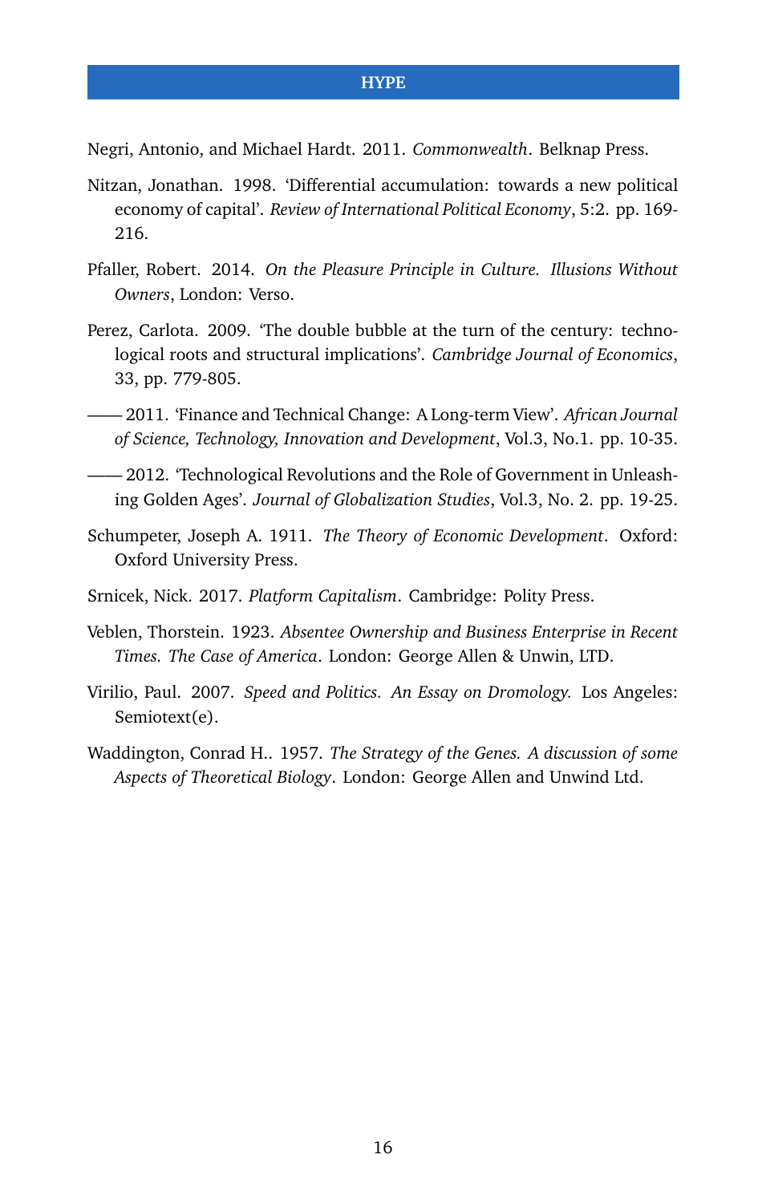Negri, Antonio, and Michael Hardt. 2011. *Commonwealth*. Belknap Press.

Nitzan, Jonathan. 1998. 'Differential accumulation: towards a new political economy of capital'. *Review of International Political Economy*, 5:2. pp. 169-216.

Pfaller, Robert. 2014. *On the Pleasure Principle in Culture. Illusions Without Owners*, London: Verso.

Perez, Carlota. 2009. 'The double bubble at the turn of the century: technological roots and structural implications'. *Cambridge Journal of Economics*, 33, pp. 779-805.

—— 2011. 'Finance and Technical Change: A Long-term View'. *African Journal of Science, Technology, Innovation and Development*, Vol.3, No.1. pp. 10-35.

—— 2012. 'Technological Revolutions and the Role of Government in Unleashing Golden Ages'. *Journal of Globalization Studies*, Vol.3, No. 2. pp. 19-25.

Schumpeter, Joseph A. 1911. *The Theory of Economic Development*. Oxford: Oxford University Press.

Srnicek, Nick. 2017. *Platform Capitalism*. Cambridge: Polity Press.

Veblen, Thorstein. 1923. *Absentee Ownership and Business Enterprise in Recent Times. The Case of America*. London: George Allen & Unwin, LTD.

Virilio, Paul. 2007. *Speed and Politics. An Essay on Dromology.* Los Angeles: Semiotext(e).

Waddington, Conrad H.. 1957. *The Strategy of the Genes. A discussion of some Aspects of Theoretical Biology*. London: George Allen and Unwind Ltd.